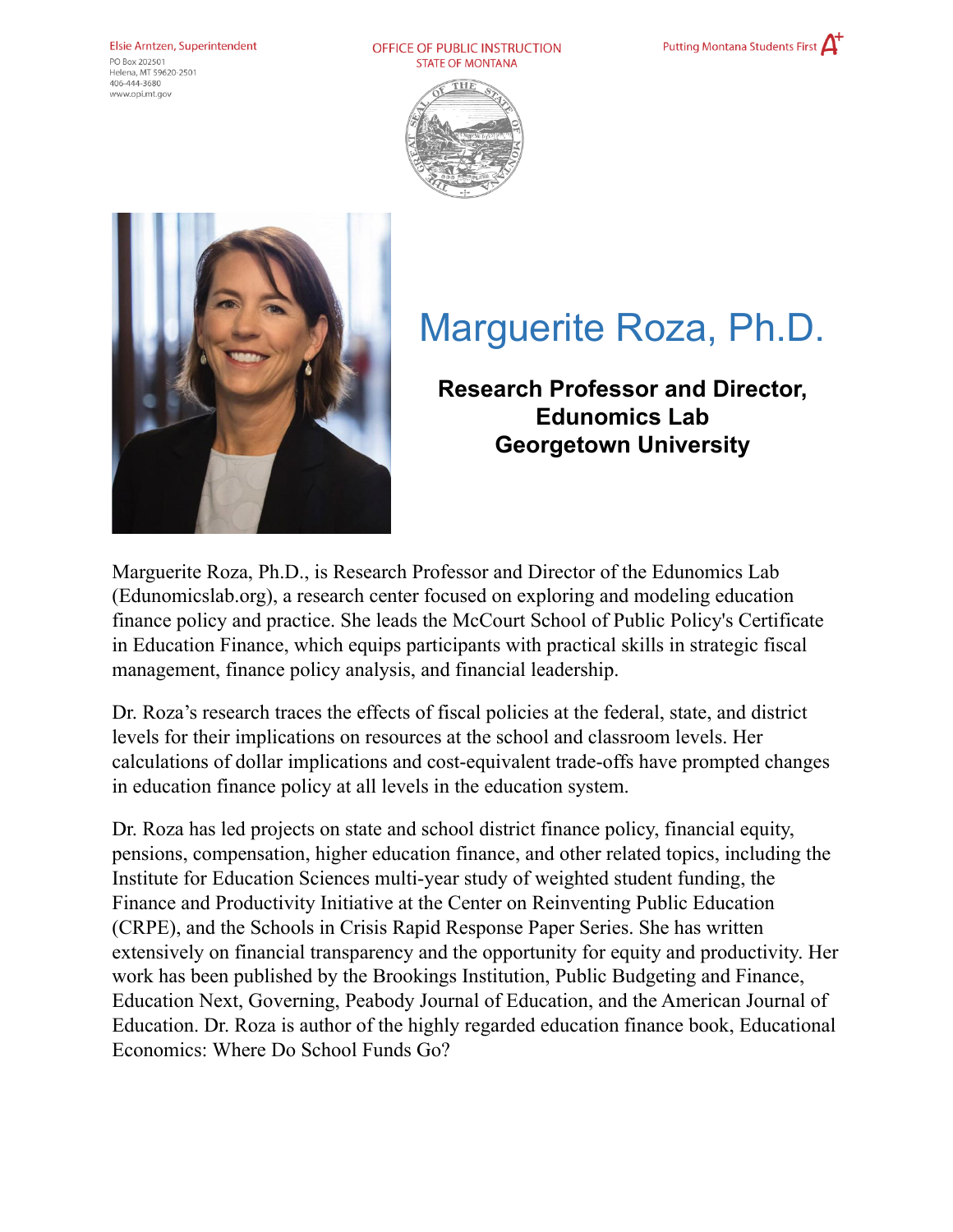Elsie Arntzen, Superintendent
PO Box 202501
Helena, MT 59620-2501
406-444-3680
www.opi.mt.gov

OFFICE OF PUBLIC INSTRUCTION
STATE OF MONTANA

Putting Montana Students First A+

# Marguerite Roza, Ph.D.

**Research Professor and Director, Edunomics Lab Georgetown University**

Marguerite Roza, Ph.D., is Research Professor and Director of the Edunomics Lab (Edunomicslab.org), a research center focused on exploring and modeling education finance policy and practice. She leads the McCourt School of Public Policy's Certificate in Education Finance, which equips participants with practical skills in strategic fiscal management, finance policy analysis, and financial leadership.

Dr. Roza's research traces the effects of fiscal policies at the federal, state, and district levels for their implications on resources at the school and classroom levels. Her calculations of dollar implications and cost-equivalent trade-offs have prompted changes in education finance policy at all levels in the education system.

Dr. Roza has led projects on state and school district finance policy, financial equity, pensions, compensation, higher education finance, and other related topics, including the Institute for Education Sciences multi-year study of weighted student funding, the Finance and Productivity Initiative at the Center on Reinventing Public Education (CRPE), and the Schools in Crisis Rapid Response Paper Series. She has written extensively on financial transparency and the opportunity for equity and productivity. Her work has been published by the Brookings Institution, Public Budgeting and Finance, Education Next, Governing, Peabody Journal of Education, and the American Journal of Education. Dr. Roza is author of the highly regarded education finance book, Educational Economics: Where Do School Funds Go?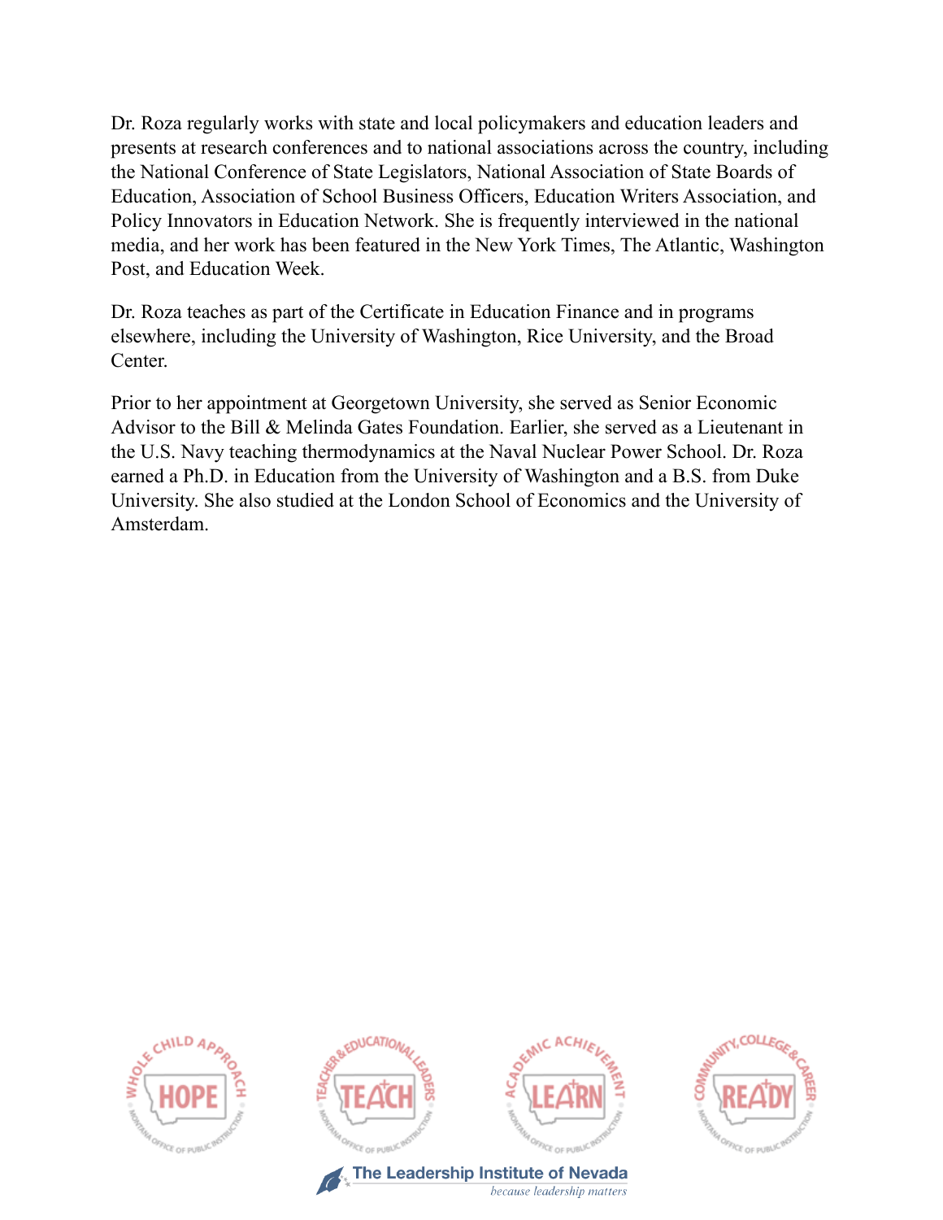Dr. Roza regularly works with state and local policymakers and education leaders and presents at research conferences and to national associations across the country, including the National Conference of State Legislators, National Association of State Boards of Education, Association of School Business Officers, Education Writers Association, and Policy Innovators in Education Network. She is frequently interviewed in the national media, and her work has been featured in the New York Times, The Atlantic, Washington Post, and Education Week.

Dr. Roza teaches as part of the Certificate in Education Finance and in programs elsewhere, including the University of Washington, Rice University, and the Broad Center.

Prior to her appointment at Georgetown University, she served as Senior Economic Advisor to the Bill & Melinda Gates Foundation. Earlier, she served as a Lieutenant in the U.S. Navy teaching thermodynamics at the Naval Nuclear Power School. Dr. Roza earned a Ph.D. in Education from the University of Washington and a B.S. from Duke University. She also studied at the London School of Economics and the University of Amsterdam.